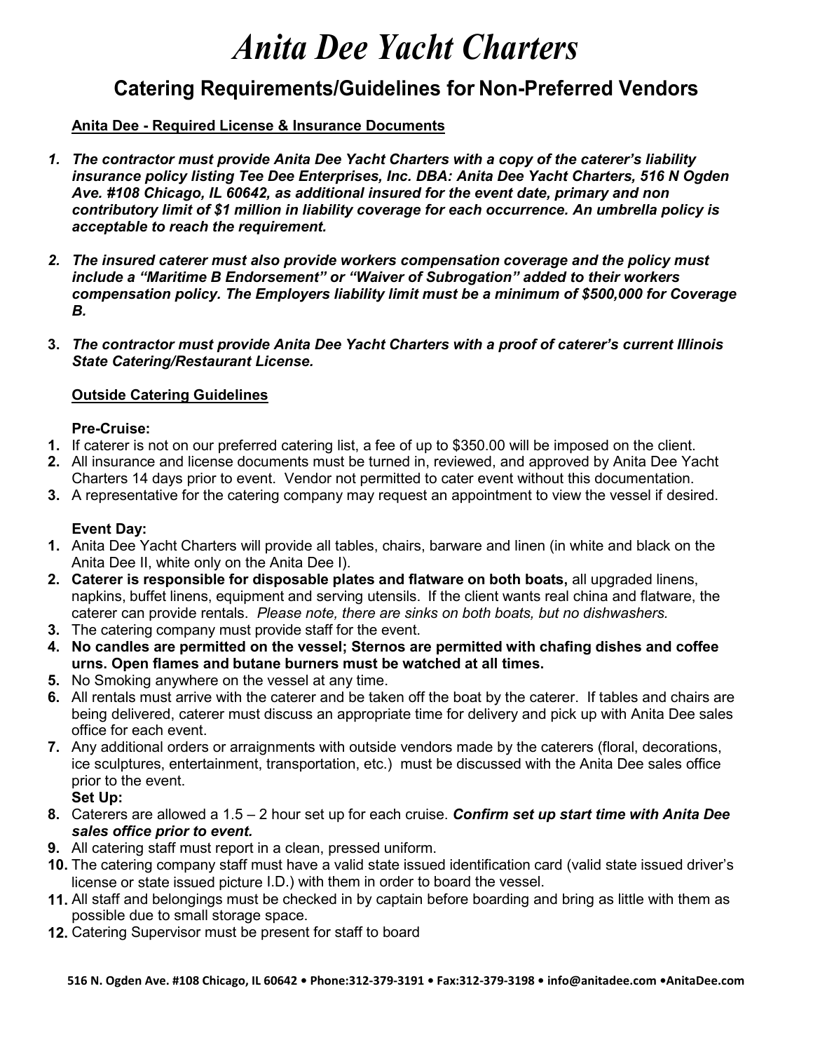# *Anita Dee Yacht Charters*

## Catering Requirements/Guidelines for Non-Preferred Vendors

**Anita Dee - Required License & Insurance Documents**

1. ***The contractor must provide Anita Dee Yacht Charters with a copy of the caterer's liability insurance policy listing Tee Dee Enterprises, Inc. DBA: Anita Dee Yacht Charters, 516 N Ogden Ave. #108 Chicago, IL 60642, as additional insured for the event date, primary and non contributory limit of $1 million in liability coverage for each occurrence. An umbrella policy is acceptable to reach the requirement.***

2. ***The insured caterer must also provide workers compensation coverage and the policy must include a "Maritime B Endorsement" or "Waiver of Subrogation" added to their workers compensation policy. The Employers liability limit must be a minimum of $500,000 for Coverage B.***

3. ***The contractor must provide Anita Dee Yacht Charters with a proof of caterer's current Illinois State Catering/Restaurant License.***

**Outside Catering Guidelines**

**Pre-Cruise:**

1. If caterer is not on our preferred catering list, a fee of up to $350.00 will be imposed on the client.
2. All insurance and license documents must be turned in, reviewed, and approved by Anita Dee Yacht Charters 14 days prior to event. Vendor not permitted to cater event without this documentation.
3. A representative for the catering company may request an appointment to view the vessel if desired.

**Event Day:**

1. Anita Dee Yacht Charters will provide all tables, chairs, barware and linen (in white and black on the Anita Dee II, white only on the Anita Dee I).
2. **Caterer is responsible for disposable plates and flatware on both boats,** all upgraded linens, napkins, buffet linens, equipment and serving utensils. If the client wants real china and flatware, the caterer can provide rentals. *Please note, there are sinks on both boats, but no dishwashers.*
3. The catering company must provide staff for the event.
4. **No candles are permitted on the vessel; Sternos are permitted with chafing dishes and coffee urns. Open flames and butane burners must be watched at all times.**
5. No Smoking anywhere on the vessel at any time.
6. All rentals must arrive with the caterer and be taken off the boat by the caterer. If tables and chairs are being delivered, caterer must discuss an appropriate time for delivery and pick up with Anita Dee sales office for each event.
7. Any additional orders or arraignments with outside vendors made by the caterers (floral, decorations, ice sculptures, entertainment, transportation, etc.) must be discussed with the Anita Dee sales office prior to the event.

**Set Up:**

8. Caterers are allowed a 1.5 – 2 hour set up for each cruise. ***Confirm set up start time with Anita Dee sales office prior to event.***
9. All catering staff must report in a clean, pressed uniform.
10. The catering company staff must have a valid state issued identification card (valid state issued driver's license or state issued picture I.D.) with them in order to board the vessel.
11. All staff and belongings must be checked in by captain before boarding and bring as little with them as possible due to small storage space.
12. Catering Supervisor must be present for staff to board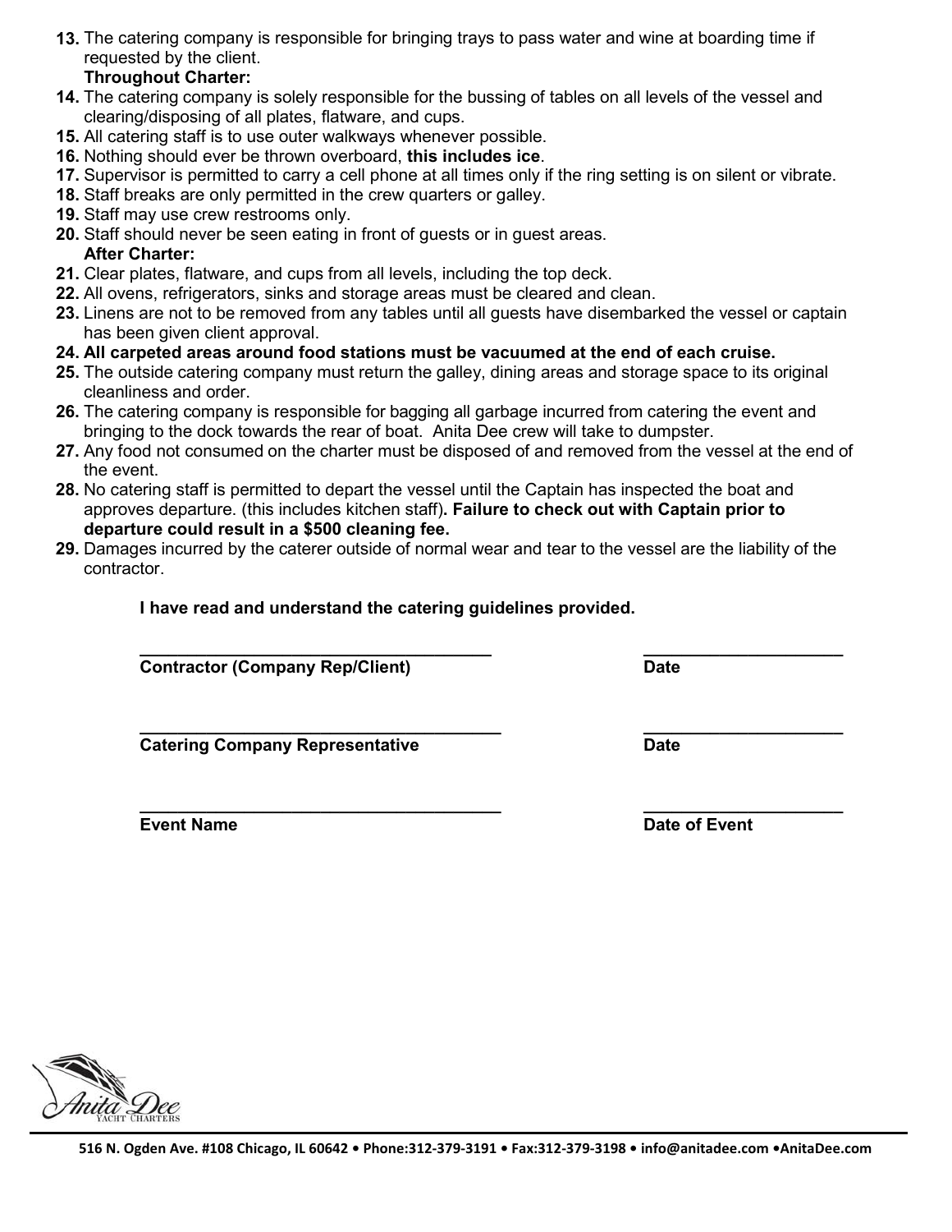13. The catering company is responsible for bringing trays to pass water and wine at boarding time if requested by the client.

**Throughout Charter:**

14. The catering company is solely responsible for the bussing of tables on all levels of the vessel and clearing/disposing of all plates, flatware, and cups.
15. All catering staff is to use outer walkways whenever possible.
16. Nothing should ever be thrown overboard, **this includes ice**.
17. Supervisor is permitted to carry a cell phone at all times only if the ring setting is on silent or vibrate.
18. Staff breaks are only permitted in the crew quarters or galley.
19. Staff may use crew restrooms only.
20. Staff should never be seen eating in front of guests or in guest areas.

**After Charter:**

21. Clear plates, flatware, and cups from all levels, including the top deck.
22. All ovens, refrigerators, sinks and storage areas must be cleared and clean.
23. Linens are not to be removed from any tables until all guests have disembarked the vessel or captain has been given client approval.
24. **All carpeted areas around food stations must be vacuumed at the end of each cruise.**
25. The outside catering company must return the galley, dining areas and storage space to its original cleanliness and order.
26. The catering company is responsible for bagging all garbage incurred from catering the event and bringing to the dock towards the rear of boat. Anita Dee crew will take to dumpster.
27. Any food not consumed on the charter must be disposed of and removed from the vessel at the end of the event.
28. No catering staff is permitted to depart the vessel until the Captain has inspected the boat and approves departure. (this includes kitchen staff)**. Failure to check out with Captain prior to departure could result in a $500 cleaning fee.**
29. Damages incurred by the caterer outside of normal wear and tear to the vessel are the liability of the contractor.

**I have read and understand the catering guidelines provided.**

______________________________________ ______________________

**Contractor (Company Rep/Client)** **Date**

______________________________________ ______________________

**Catering Company Representative** **Date**

______________________________________ ______________________

**Event Name** **Date of Event**

Anita Dee Yacht Charters

516 N. Ogden Ave. #108 Chicago, IL 60642 • Phone:312-379-3191 • Fax:312-379-3198 • info@anitadee.com •AnitaDee.com